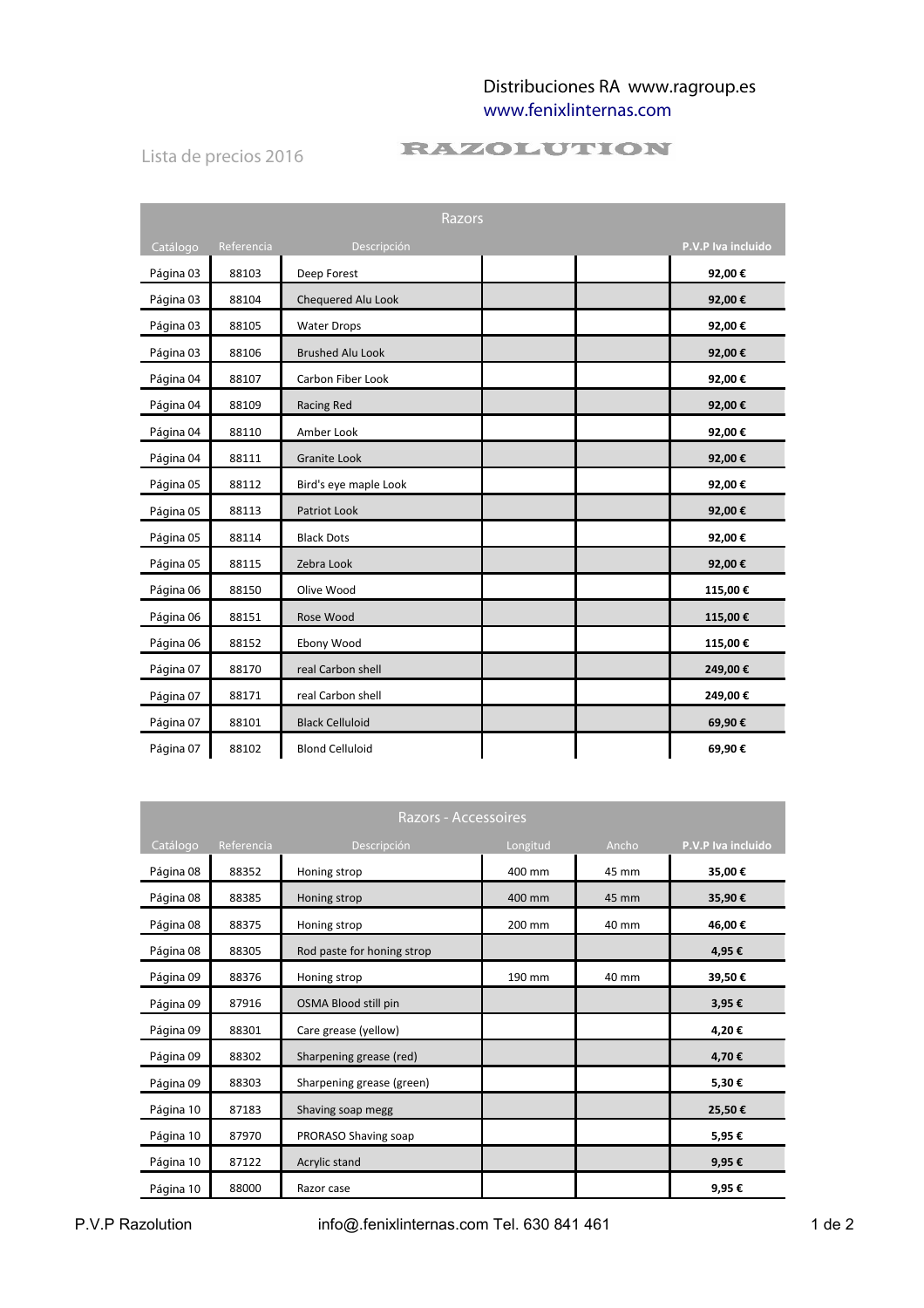Distribuciones RA www.ragroup.es
www.fenixlinternas.com

Lista de precios 2016

# RAZOLUTION

## Razors

| Catálogo | Referencia | Descripción | | | P.V.P Iva incluido |
|---|---|---|---|---|---|
| Página 03 | 88103 | Deep Forest | | | 92,00 € |
| Página 03 | 88104 | Chequered Alu Look | | | 92,00 € |
| Página 03 | 88105 | Water Drops | | | 92,00 € |
| Página 03 | 88106 | Brushed Alu Look | | | 92,00 € |
| Página 04 | 88107 | Carbon Fiber Look | | | 92,00 € |
| Página 04 | 88109 | Racing Red | | | 92,00 € |
| Página 04 | 88110 | Amber Look | | | 92,00 € |
| Página 04 | 88111 | Granite Look | | | 92,00 € |
| Página 05 | 88112 | Bird's eye maple Look | | | 92,00 € |
| Página 05 | 88113 | Patriot Look | | | 92,00 € |
| Página 05 | 88114 | Black Dots | | | 92,00 € |
| Página 05 | 88115 | Zebra Look | | | 92,00 € |
| Página 06 | 88150 | Olive Wood | | | 115,00 € |
| Página 06 | 88151 | Rose Wood | | | 115,00 € |
| Página 06 | 88152 | Ebony Wood | | | 115,00 € |
| Página 07 | 88170 | real Carbon shell | | | 249,00 € |
| Página 07 | 88171 | real Carbon shell | | | 249,00 € |
| Página 07 | 88101 | Black Celluloid | | | 69,90 € |
| Página 07 | 88102 | Blond Celluloid | | | 69,90 € |

## Razors - Accessoires

| Catálogo | Referencia | Descripción | Longitud | Ancho | P.V.P Iva incluido |
|---|---|---|---|---|---|
| Página 08 | 88352 | Honing strop | 400 mm | 45 mm | 35,00 € |
| Página 08 | 88385 | Honing strop | 400 mm | 45 mm | 35,90 € |
| Página 08 | 88375 | Honing strop | 200 mm | 40 mm | 46,00 € |
| Página 08 | 88305 | Rod paste for honing strop | | | 4,95 € |
| Página 09 | 88376 | Honing strop | 190 mm | 40 mm | 39,50 € |
| Página 09 | 87916 | OSMA Blood still pin | | | 3,95 € |
| Página 09 | 88301 | Care grease (yellow) | | | 4,20 € |
| Página 09 | 88302 | Sharpening grease (red) | | | 4,70 € |
| Página 09 | 88303 | Sharpening grease (green) | | | 5,30 € |
| Página 10 | 87183 | Shaving soap megg | | | 25,50 € |
| Página 10 | 87970 | PRORASO Shaving soap | | | 5,95 € |
| Página 10 | 87122 | Acrylic stand | | | 9,95 € |
| Página 10 | 88000 | Razor case | | | 9,95 € |

P.V.P Razolution — info@.fenixlinternas.com Tel. 630 841 461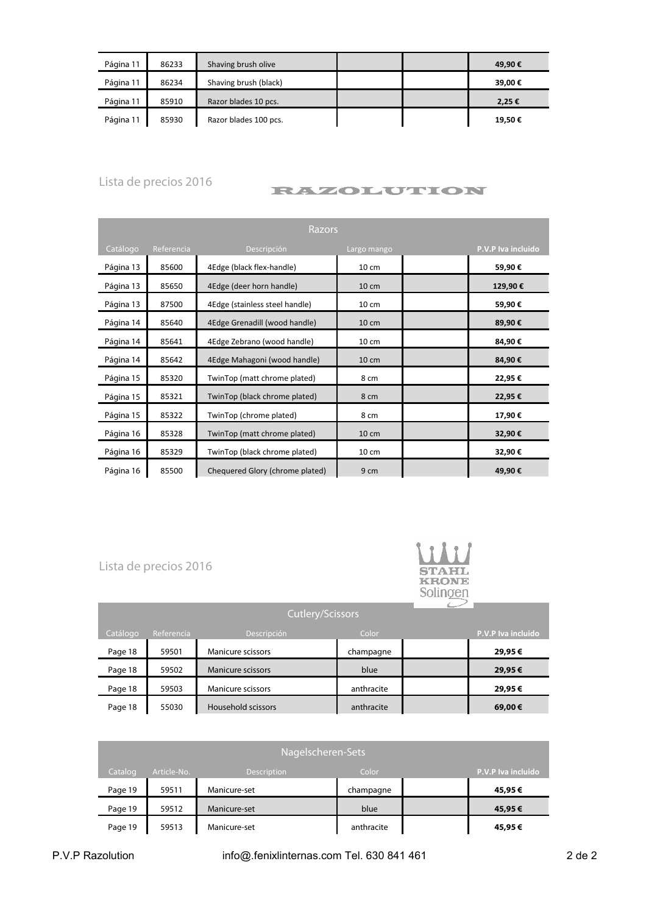| | | | | | |
|---|---|---|---|---|---|
| Página 11 | 86233 | Shaving brush olive | | | **49,90 €** |
| Página 11 | 86234 | Shaving brush (black) | | | **39,00 €** |
| Página 11 | 85910 | Razor blades 10 pcs. | | | **2,25 €** |
| Página 11 | 85930 | Razor blades 100 pcs. | | | **19,50 €** |

Lista de precios 2016

RAZOLUTION

| Razors | | | | | |
|---|---|---|---|---|---|
| Catálogo | Referencia | Descripción | Largo mango | | **P.V.P Iva incluido** |
| Página 13 | 85600 | 4Edge (black flex-handle) | 10 cm | | **59,90 €** |
| Página 13 | 85650 | 4Edge (deer horn handle) | 10 cm | | **129,90 €** |
| Página 13 | 87500 | 4Edge (stainless steel handle) | 10 cm | | **59,90 €** |
| Página 14 | 85640 | 4Edge Grenadill (wood handle) | 10 cm | | **89,90 €** |
| Página 14 | 85641 | 4Edge Zebrano (wood handle) | 10 cm | | **84,90 €** |
| Página 14 | 85642 | 4Edge Mahagoni (wood handle) | 10 cm | | **84,90 €** |
| Página 15 | 85320 | TwinTop (matt chrome plated) | 8 cm | | **22,95 €** |
| Página 15 | 85321 | TwinTop (black chrome plated) | 8 cm | | **22,95 €** |
| Página 15 | 85322 | TwinTop (chrome plated) | 8 cm | | **17,90 €** |
| Página 16 | 85328 | TwinTop (matt chrome plated) | 10 cm | | **32,90 €** |
| Página 16 | 85329 | TwinTop (black chrome plated) | 10 cm | | **32,90 €** |
| Página 16 | 85500 | Chequered Glory (chrome plated) | 9 cm | | **49,90 €** |

Lista de precios 2016

STAHL KRONE Solingen

| Cutlery/Scissors | | | | | |
|---|---|---|---|---|---|
| Catálogo | Referencia | Descripción | Color | | **P.V.P Iva incluido** |
| Page 18 | 59501 | Manicure scissors | champagne | | **29,95 €** |
| Page 18 | 59502 | Manicure scissors | blue | | **29,95 €** |
| Page 18 | 59503 | Manicure scissors | anthracite | | **29,95 €** |
| Page 18 | 55030 | Household scissors | anthracite | | **69,00 €** |

| Nagelscheren-Sets | | | | | |
|---|---|---|---|---|---|
| Catalog | Article-No. | Description | Color | | **P.V.P Iva incluido** |
| Page 19 | 59511 | Manicure-set | champagne | | **45,95 €** |
| Page 19 | 59512 | Manicure-set | blue | | **45,95 €** |
| Page 19 | 59513 | Manicure-set | anthracite | | **45,95 €** |

P.V.P Razolution info@.fenixlinternas.com Tel. 630 841 461